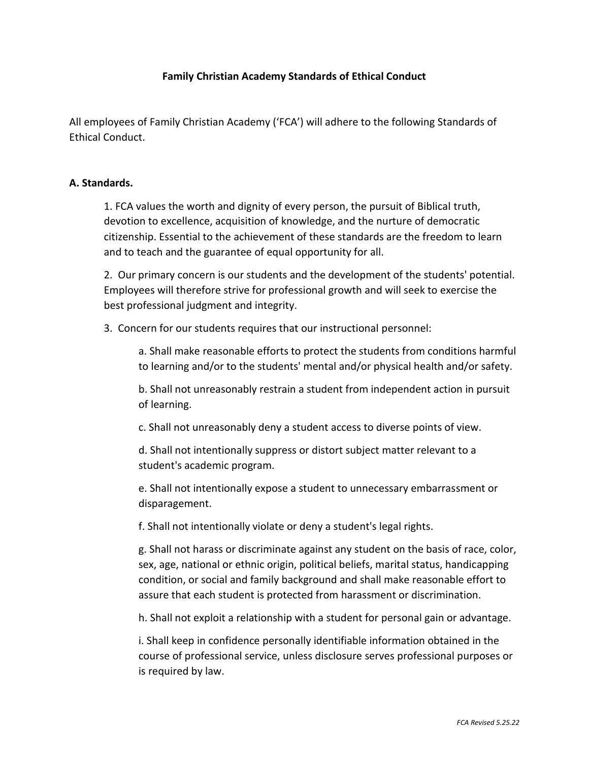# Family Christian Academy Standards of Ethical Conduct

All employees of Family Christian Academy ('FCA') will adhere to the following Standards of Ethical Conduct.

## A. Standards.

1. FCA values the worth and dignity of every person, the pursuit of Biblical truth, devotion to excellence, acquisition of knowledge, and the nurture of democratic citizenship. Essential to the achievement of these standards are the freedom to learn and to teach and the guarantee of equal opportunity for all.

2. Our primary concern is our students and the development of the students' potential. Employees will therefore strive for professional growth and will seek to exercise the best professional judgment and integrity.

3. Concern for our students requires that our instructional personnel:

    a. Shall make reasonable efforts to protect the students from conditions harmful to learning and/or to the students' mental and/or physical health and/or safety.

    b. Shall not unreasonably restrain a student from independent action in pursuit of learning.

    c. Shall not unreasonably deny a student access to diverse points of view.

    d. Shall not intentionally suppress or distort subject matter relevant to a student's academic program.

    e. Shall not intentionally expose a student to unnecessary embarrassment or disparagement.

    f. Shall not intentionally violate or deny a student's legal rights.

    g. Shall not harass or discriminate against any student on the basis of race, color, sex, age, national or ethnic origin, political beliefs, marital status, handicapping condition, or social and family background and shall make reasonable effort to assure that each student is protected from harassment or discrimination.

    h. Shall not exploit a relationship with a student for personal gain or advantage.

    i. Shall keep in confidence personally identifiable information obtained in the course of professional service, unless disclosure serves professional purposes or is required by law.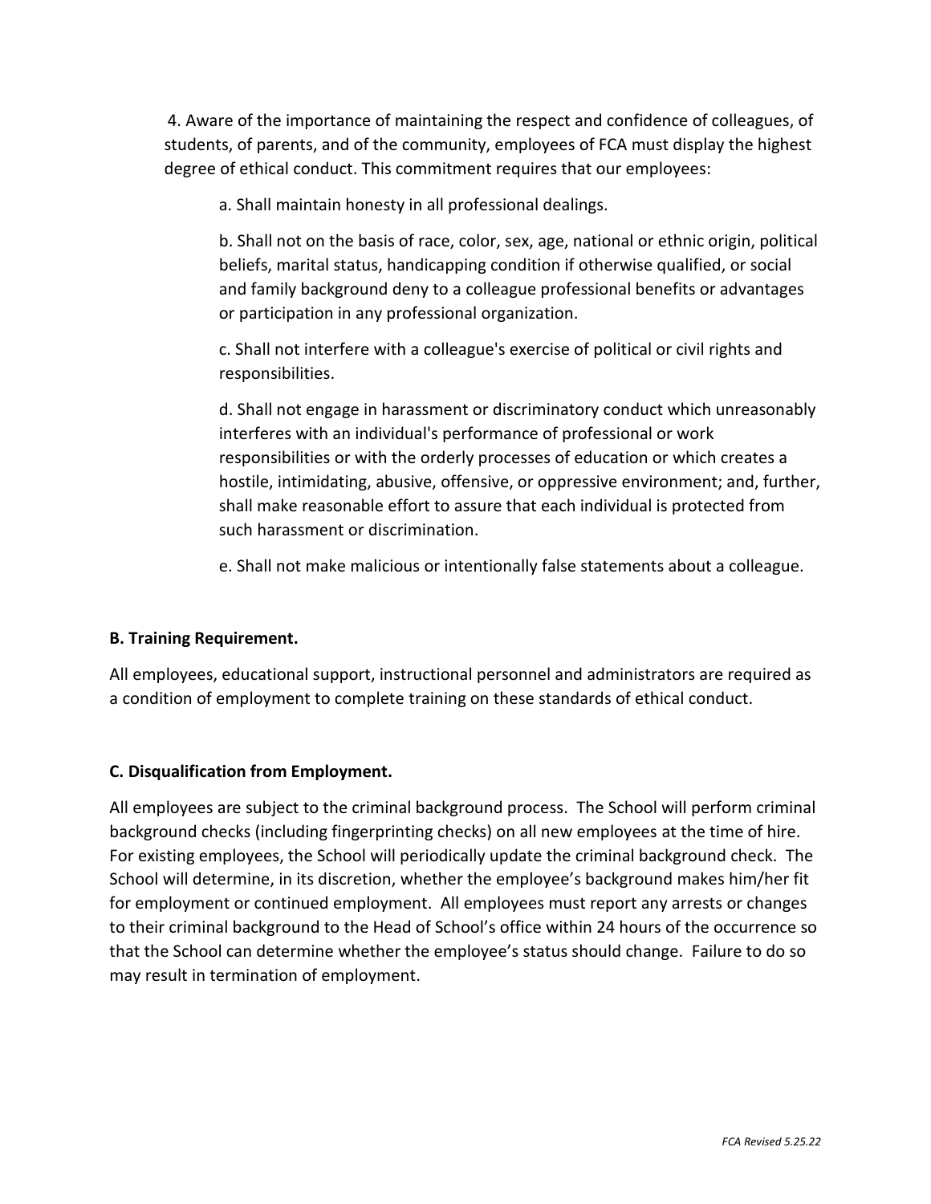4. Aware of the importance of maintaining the respect and confidence of colleagues, of students, of parents, and of the community, employees of FCA must display the highest degree of ethical conduct. This commitment requires that our employees:

a. Shall maintain honesty in all professional dealings.

b. Shall not on the basis of race, color, sex, age, national or ethnic origin, political beliefs, marital status, handicapping condition if otherwise qualified, or social and family background deny to a colleague professional benefits or advantages or participation in any professional organization.

c. Shall not interfere with a colleague's exercise of political or civil rights and responsibilities.

d. Shall not engage in harassment or discriminatory conduct which unreasonably interferes with an individual's performance of professional or work responsibilities or with the orderly processes of education or which creates a hostile, intimidating, abusive, offensive, or oppressive environment; and, further, shall make reasonable effort to assure that each individual is protected from such harassment or discrimination.

e. Shall not make malicious or intentionally false statements about a colleague.

**B. Training Requirement.**

All employees, educational support, instructional personnel and administrators are required as a condition of employment to complete training on these standards of ethical conduct.

**C. Disqualification from Employment.**

All employees are subject to the criminal background process. The School will perform criminal background checks (including fingerprinting checks) on all new employees at the time of hire. For existing employees, the School will periodically update the criminal background check. The School will determine, in its discretion, whether the employee's background makes him/her fit for employment or continued employment. All employees must report any arrests or changes to their criminal background to the Head of School's office within 24 hours of the occurrence so that the School can determine whether the employee's status should change. Failure to do so may result in termination of employment.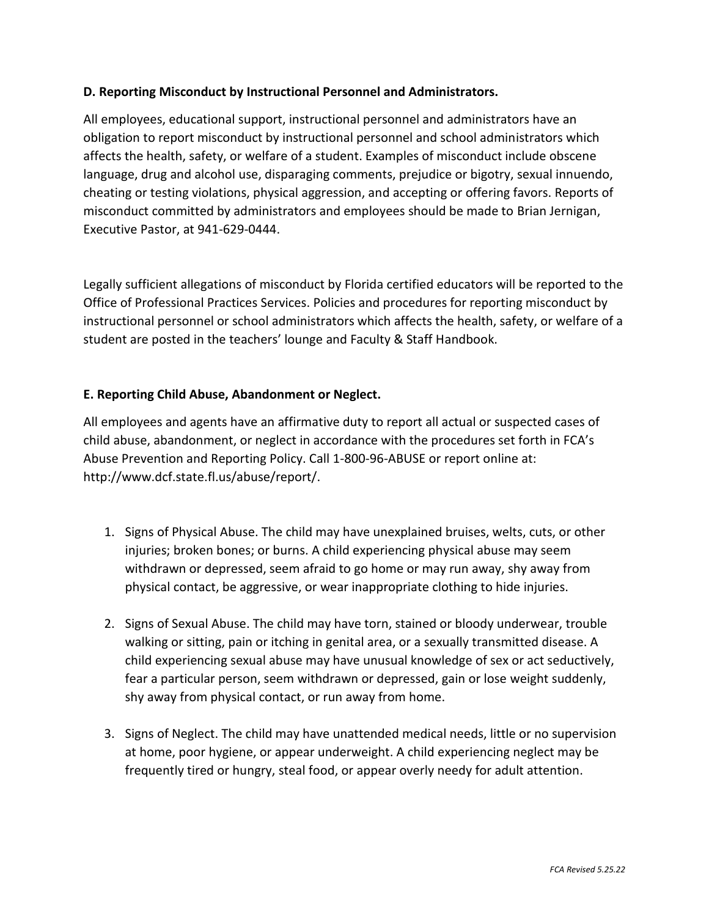**D. Reporting Misconduct by Instructional Personnel and Administrators.**

All employees, educational support, instructional personnel and administrators have an obligation to report misconduct by instructional personnel and school administrators which affects the health, safety, or welfare of a student. Examples of misconduct include obscene language, drug and alcohol use, disparaging comments, prejudice or bigotry, sexual innuendo, cheating or testing violations, physical aggression, and accepting or offering favors. Reports of misconduct committed by administrators and employees should be made to Brian Jernigan, Executive Pastor, at 941-629-0444.

Legally sufficient allegations of misconduct by Florida certified educators will be reported to the Office of Professional Practices Services. Policies and procedures for reporting misconduct by instructional personnel or school administrators which affects the health, safety, or welfare of a student are posted in the teachers' lounge and Faculty & Staff Handbook.

**E. Reporting Child Abuse, Abandonment or Neglect.**

All employees and agents have an affirmative duty to report all actual or suspected cases of child abuse, abandonment, or neglect in accordance with the procedures set forth in FCA's Abuse Prevention and Reporting Policy. Call 1-800-96-ABUSE or report online at: http://www.dcf.state.fl.us/abuse/report/.

1. Signs of Physical Abuse. The child may have unexplained bruises, welts, cuts, or other injuries; broken bones; or burns. A child experiencing physical abuse may seem withdrawn or depressed, seem afraid to go home or may run away, shy away from physical contact, be aggressive, or wear inappropriate clothing to hide injuries.

2. Signs of Sexual Abuse. The child may have torn, stained or bloody underwear, trouble walking or sitting, pain or itching in genital area, or a sexually transmitted disease. A child experiencing sexual abuse may have unusual knowledge of sex or act seductively, fear a particular person, seem withdrawn or depressed, gain or lose weight suddenly, shy away from physical contact, or run away from home.

3. Signs of Neglect. The child may have unattended medical needs, little or no supervision at home, poor hygiene, or appear underweight. A child experiencing neglect may be frequently tired or hungry, steal food, or appear overly needy for adult attention.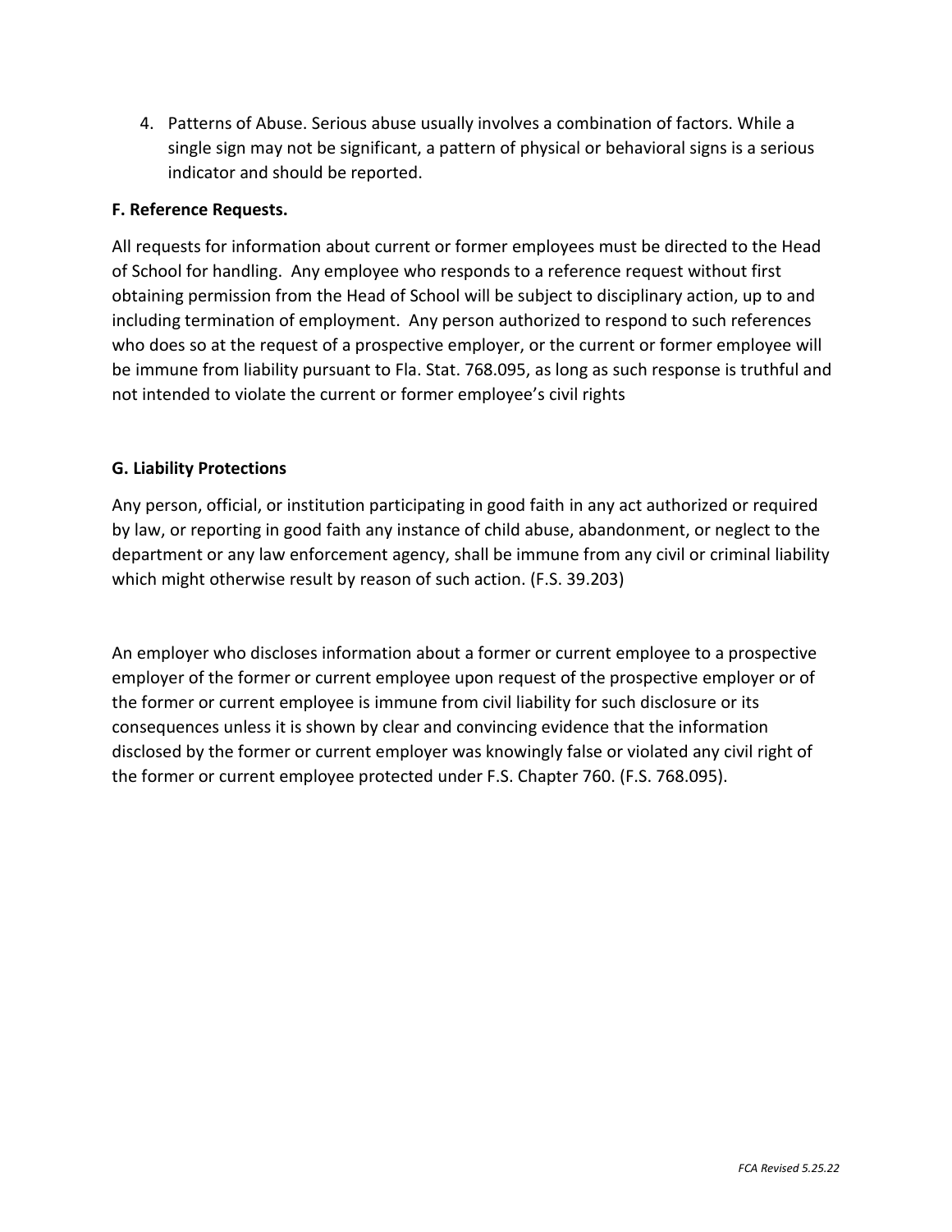4. Patterns of Abuse. Serious abuse usually involves a combination of factors. While a single sign may not be significant, a pattern of physical or behavioral signs is a serious indicator and should be reported.

**F. Reference Requests.**

All requests for information about current or former employees must be directed to the Head of School for handling. Any employee who responds to a reference request without first obtaining permission from the Head of School will be subject to disciplinary action, up to and including termination of employment. Any person authorized to respond to such references who does so at the request of a prospective employer, or the current or former employee will be immune from liability pursuant to Fla. Stat. 768.095, as long as such response is truthful and not intended to violate the current or former employee's civil rights

**G. Liability Protections**

Any person, official, or institution participating in good faith in any act authorized or required by law, or reporting in good faith any instance of child abuse, abandonment, or neglect to the department or any law enforcement agency, shall be immune from any civil or criminal liability which might otherwise result by reason of such action. (F.S. 39.203)

An employer who discloses information about a former or current employee to a prospective employer of the former or current employee upon request of the prospective employer or of the former or current employee is immune from civil liability for such disclosure or its consequences unless it is shown by clear and convincing evidence that the information disclosed by the former or current employer was knowingly false or violated any civil right of the former or current employee protected under F.S. Chapter 760. (F.S. 768.095).

*FCA Revised 5.25.22*